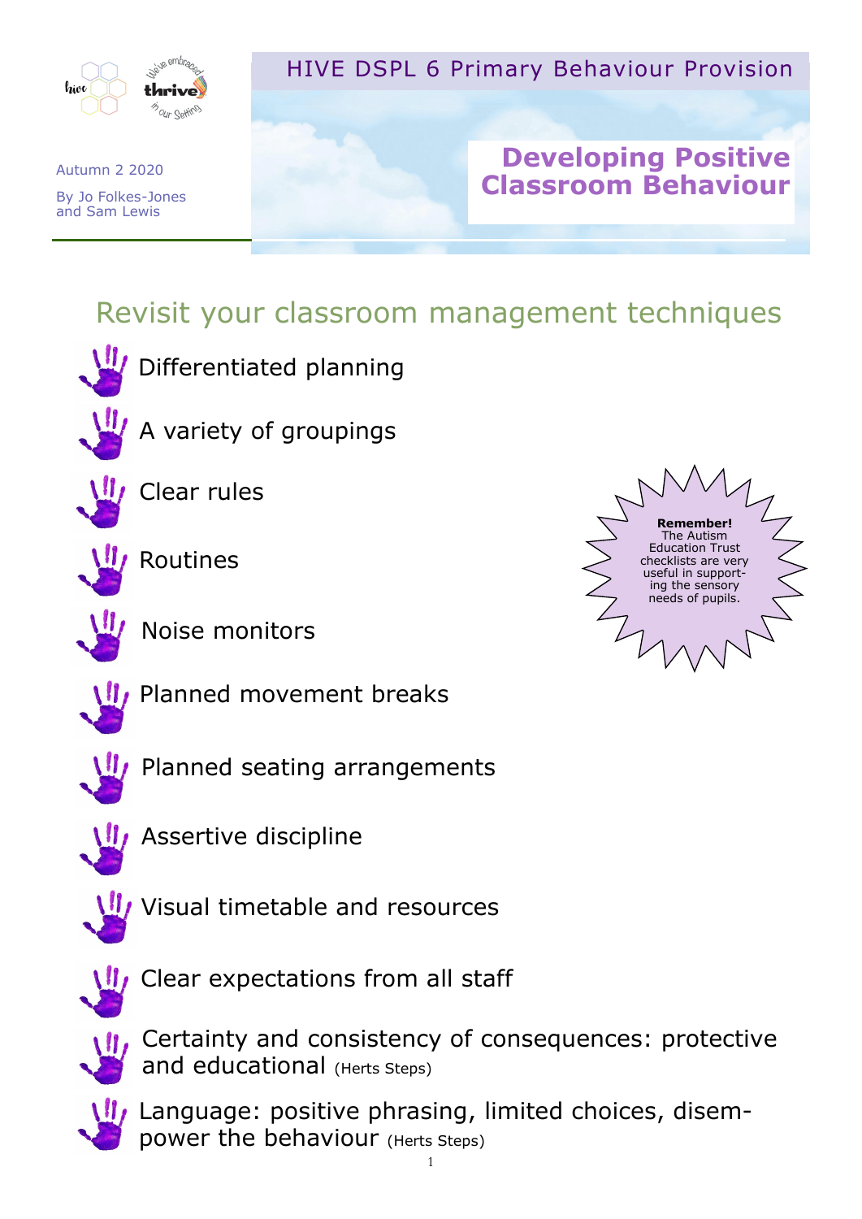HIVE DSPL 6 Primary Behaviour Provision

Autumn 2 2020

By Jo Folkes-Jones and Sam Lewis

# Developing Positive Classroom Behaviour

## Revisit your classroom management techniques

- Differentiated planning
- A variety of groupings
- Clear rules
- Routines
- Noise monitors
- Planned movement breaks
- Planned seating arrangements
- Assertive discipline
- Visual timetable and resources
- Clear expectations from all staff
- Certainty and consistency of consequences: protective and educational (Herts Steps)
- Language: positive phrasing, limited choices, disempower the behaviour (Herts Steps)

**Remember!** The Autism Education Trust checklists are very useful in supporting the sensory needs of pupils.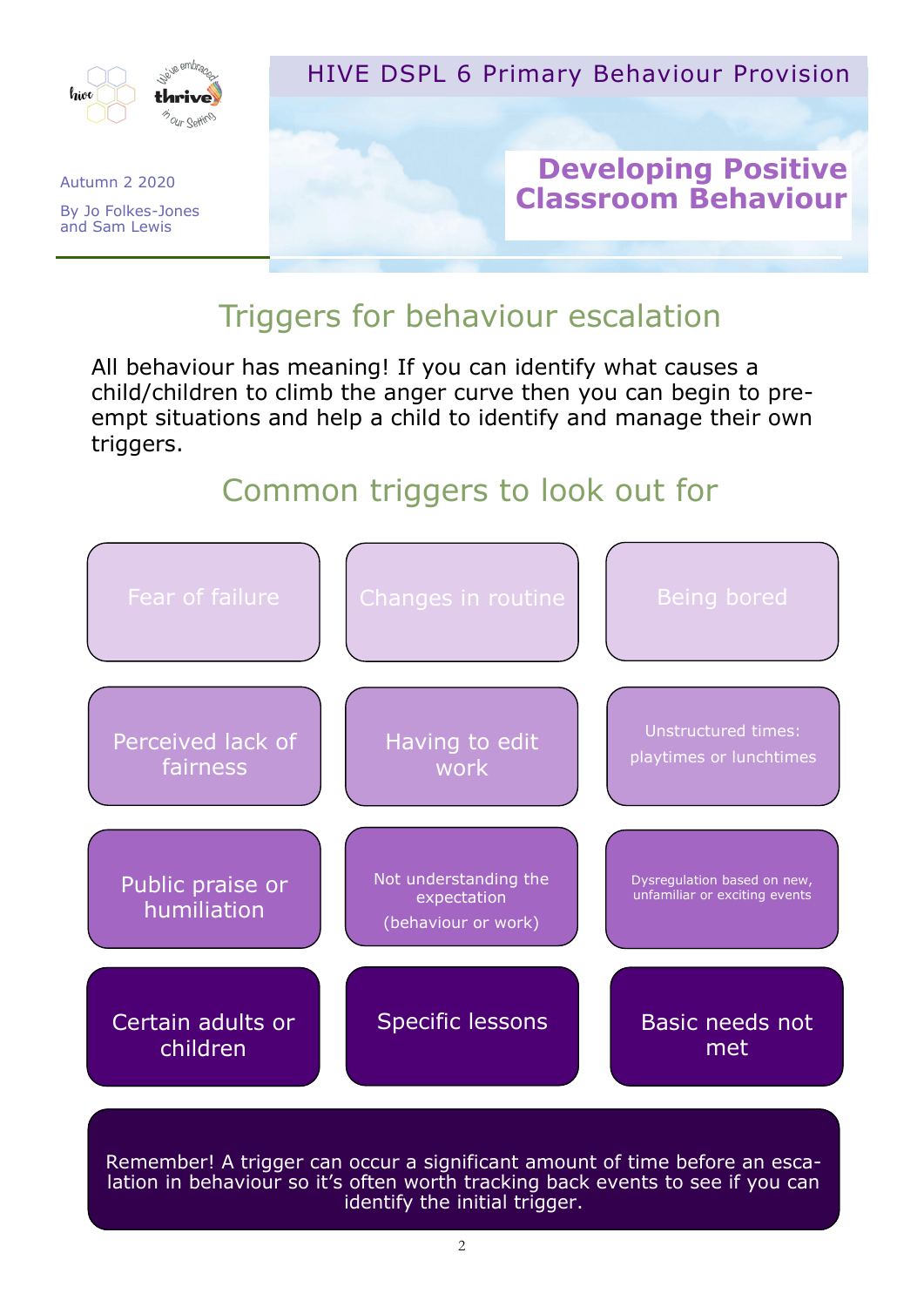HIVE DSPL 6 Primary Behaviour Provision

Autumn 2 2020

By Jo Folkes-Jones and Sam Lewis

# Developing Positive Classroom Behaviour

## Triggers for behaviour escalation

All behaviour has meaning! If you can identify what causes a child/children to climb the anger curve then you can begin to pre-empt situations and help a child to identify and manage their own triggers.

## Common triggers to look out for

- Fear of failure
- Changes in routine
- Being bored
- Perceived lack of fairness
- Having to edit work
- Unstructured times: playtimes or lunchtimes
- Public praise or humiliation
- Not understanding the expectation (behaviour or work)
- Dysregulation based on new, unfamiliar or exciting events
- Certain adults or children
- Specific lessons
- Basic needs not met

Remember! A trigger can occur a significant amount of time before an escalation in behaviour so it's often worth tracking back events to see if you can identify the initial trigger.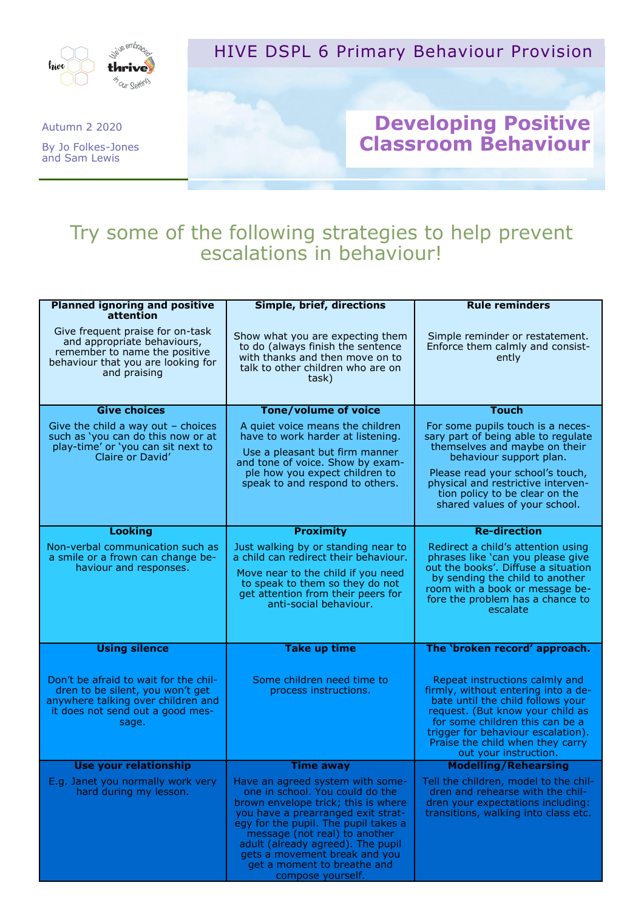# HIVE DSPL 6 Primary Behaviour Provision

Autumn 2 2020

By Jo Folkes-Jones and Sam Lewis

## Developing Positive Classroom Behaviour

### Try some of the following strategies to help prevent escalations in behaviour!

| **Planned ignoring and positive attention**<br><br>Give frequent praise for on-task and appropriate behaviours, remember to name the positive behaviour that you are looking for and praising | **Simple, brief, directions**<br><br>Show what you are expecting them to do (always finish the sentence with thanks and then move on to talk to other children who are on task) | **Rule reminders**<br><br>Simple reminder or restatement. Enforce them calmly and consistently |
|---|---|---|
| **Give choices**<br><br>Give the child a way out – choices such as 'you can do this now or at play-time' or 'you can sit next to Claire or David' | **Tone/volume of voice**<br><br>A quiet voice means the children have to work harder at listening.<br><br>Use a pleasant but firm manner and tone of voice. Show by example how you expect children to speak to and respond to others. | **Touch**<br><br>For some pupils touch is a necessary part of being able to regulate themselves and maybe on their behaviour support plan.<br><br>Please read your school's touch, physical and restrictive intervention policy to be clear on the shared values of your school. |
| **Looking**<br><br>Non-verbal communication such as a smile or a frown can change behaviour and responses. | **Proximity**<br><br>Just walking by or standing near to a child can redirect their behaviour.<br><br>Move near to the child if you need to speak to them so they do not get attention from their peers for anti-social behaviour. | **Re-direction**<br><br>Redirect a child's attention using phrases like 'can you please give out the books'. Diffuse a situation by sending the child to another room with a book or message before the problem has a chance to escalate |
| **Using silence**<br><br>Don't be afraid to wait for the children to be silent, you won't get anywhere talking over children and it does not send out a good message. | **Take up time**<br><br>Some children need time to process instructions. | **The 'broken record' approach.**<br><br>Repeat instructions calmly and firmly, without entering into a debate until the child follows your request. (But know your child as for some children this can be a trigger for behaviour escalation). Praise the child when they carry out your instruction. |
| **Use your relationship**<br><br>E.g. Janet you normally work very hard during my lesson. | **Time away**<br><br>Have an agreed system with someone in school. You could do the brown envelope trick; this is where you have a prearranged exit strategy for the pupil. The pupil takes a message (not real) to another adult (already agreed). The pupil gets a movement break and you get a moment to breathe and compose yourself. | **Modelling/Rehearsing**<br><br>Tell the children, model to the children and rehearse with the children your expectations including: transitions, walking into class etc. |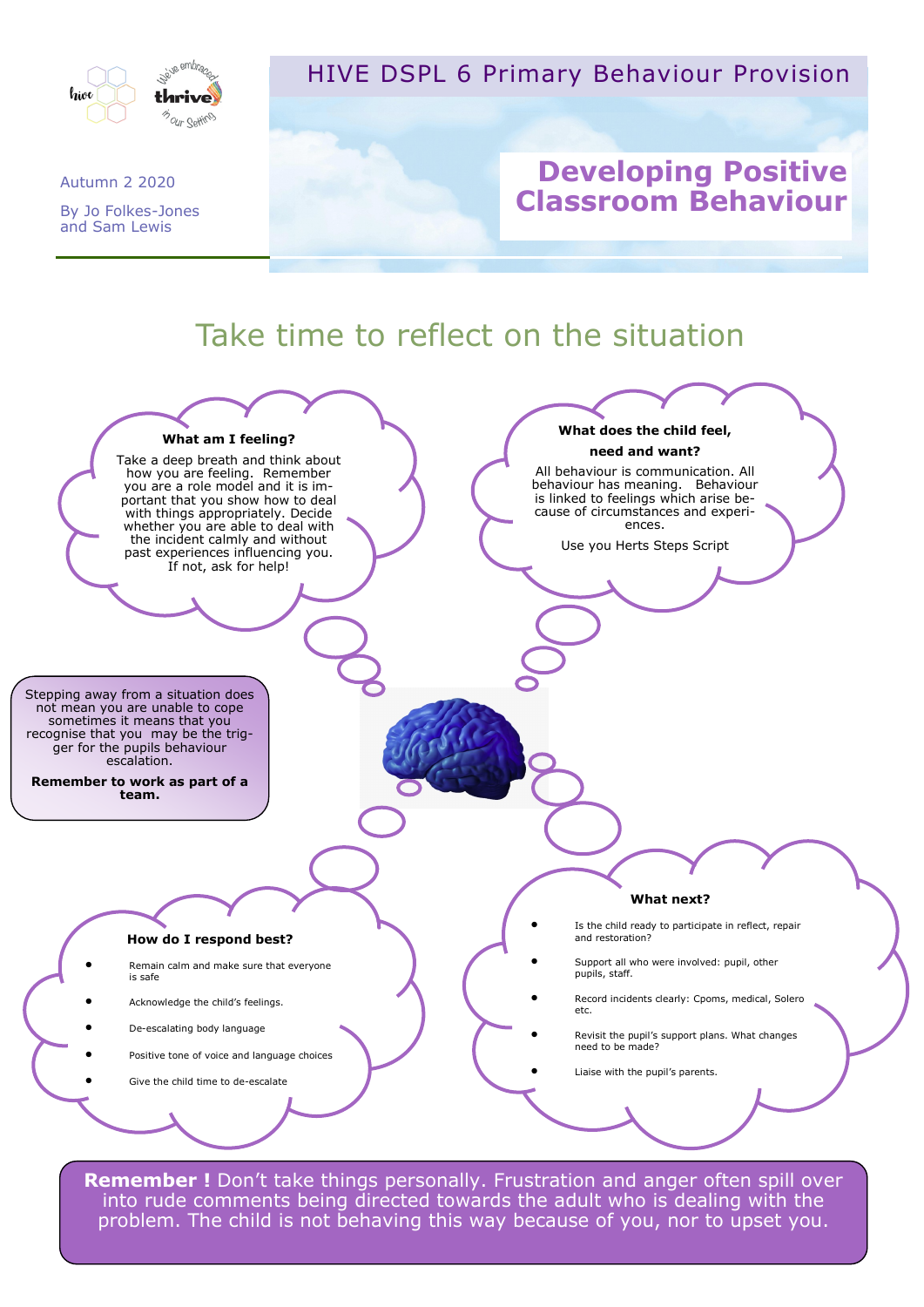HIVE DSPL 6 Primary Behaviour Provision

Autumn 2 2020

By Jo Folkes-Jones and Sam Lewis

# Developing Positive Classroom Behaviour

## Take time to reflect on the situation

**What am I feeling?**

Take a deep breath and think about how you are feeling. Remember you are a role model and it is important that you show how to deal with things appropriately. Decide whether you are able to deal with the incident calmly and without past experiences influencing you. If not, ask for help!

**What does the child feel, need and want?**

All behaviour is communication. All behaviour has meaning. Behaviour is linked to feelings which arise because of circumstances and experiences.

Use you Herts Steps Script

Stepping away from a situation does not mean you are unable to cope sometimes it means that you recognise that you may be the trigger for the pupils behaviour escalation.

**Remember to work as part of a team.**

**How do I respond best?**

- Remain calm and make sure that everyone is safe
- Acknowledge the child's feelings.
- De-escalating body language
- Positive tone of voice and language choices
- Give the child time to de-escalate

**What next?**

- Is the child ready to participate in reflect, repair and restoration?
- Support all who were involved: pupil, other pupils, staff.
- Record incidents clearly: Cpoms, medical, Solero etc.
- Revisit the pupil's support plans. What changes need to be made?
- Liaise with the pupil's parents.

**Remember !** Don't take things personally. Frustration and anger often spill over into rude comments being directed towards the adult who is dealing with the problem. The child is not behaving this way because of you, nor to upset you.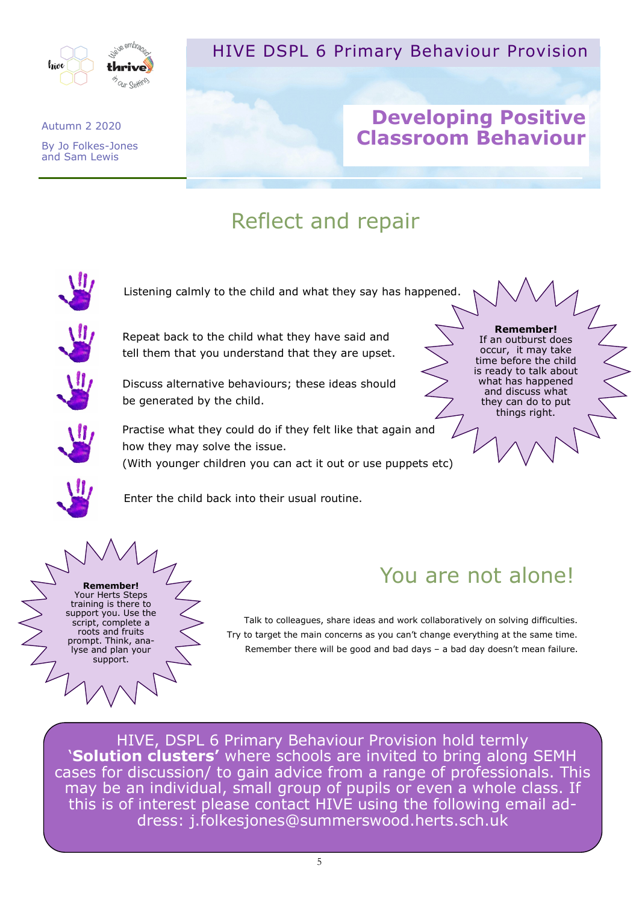HIVE DSPL 6 Primary Behaviour Provision

Autumn 2 2020

By Jo Folkes-Jones and Sam Lewis

# Developing Positive Classroom Behaviour

## Reflect and repair

- Listening calmly to the child and what they say has happened.
- Repeat back to the child what they have said and tell them that you understand that they are upset.
- Discuss alternative behaviours; these ideas should be generated by the child.
- Practise what they could do if they felt like that again and how they may solve the issue. (With younger children you can act it out or use puppets etc)
- Enter the child back into their usual routine.

**Remember!**
If an outburst does occur, it may take time before the child is ready to talk about what has happened and discuss what they can do to put things right.

**Remember!**
Your Herts Steps training is there to support you. Use the script, complete a roots and fruits prompt. Think, analyse and plan your support.

## You are not alone!

Talk to colleagues, share ideas and work collaboratively on solving difficulties.
Try to target the main concerns as you can't change everything at the same time.
Remember there will be good and bad days – a bad day doesn't mean failure.

HIVE, DSPL 6 Primary Behaviour Provision hold termly '**Solution clusters'** where schools are invited to bring along SEMH cases for discussion/ to gain advice from a range of professionals. This may be an individual, small group of pupils or even a whole class. If this is of interest please contact HIVE using the following email address: j.folkesjones@summerswood.herts.sch.uk